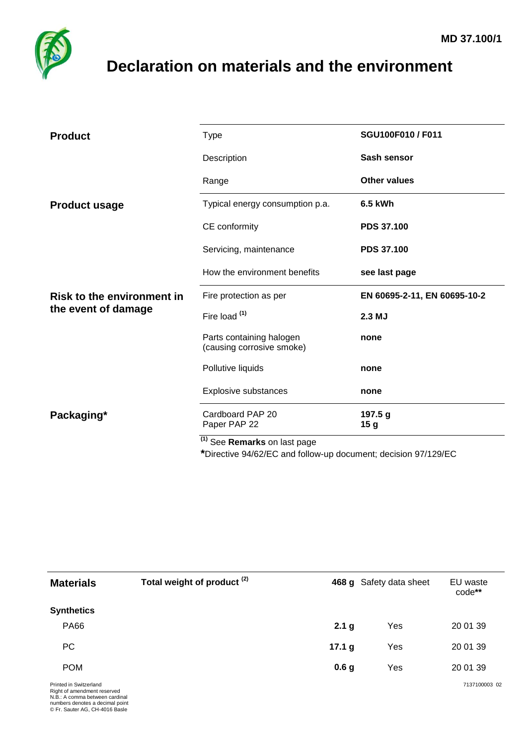MD 37.100/1

# Declaration on materials and the environment

| | | |
|---|---|---|
| **Product** | Type | **SGU100F010 / F011** |
| | Description | **Sash sensor** |
| | Range | **Other values** |
| **Product usage** | Typical energy consumption p.a. | **6.5 kWh** |
| | CE conformity | **PDS 37.100** |
| | Servicing, maintenance | **PDS 37.100** |
| | How the environment benefits | **see last page** |
| **Risk to the environment in the event of damage** | Fire protection as per | **EN 60695-2-11, EN 60695-10-2** |
| | Fire load [(1)] | **2.3 MJ** |
| | Parts containing halogen (causing corrosive smoke) | **none** |
| | Pollutive liquids | **none** |
| | Explosive substances | **none** |
| **Packaging*** | Cardboard PAP 20<br>Paper PAP 22 | **197.5 g**<br>**15 g** |

[(1)] See **Remarks** on last page

***Directive 94/62/EC and follow-up document; decision 97/129/EC

| **Materials** | **Total weight of product [(2)]** | **468 g** | Safety data sheet | EU waste code** |
|---|---|---|---|---|
| **Synthetics** | | | | |
| PA66 | | **2.1 g** | Yes | 20 01 39 |
| PC | | **17.1 g** | Yes | 20 01 39 |
| POM | | **0.6 g** | Yes | 20 01 39 |

Printed in Switzerland
Right of amendment reserved
N.B.: A comma between cardinal numbers denotes a decimal point
© Fr. Sauter AG, CH-4016 Basle

7137100003 02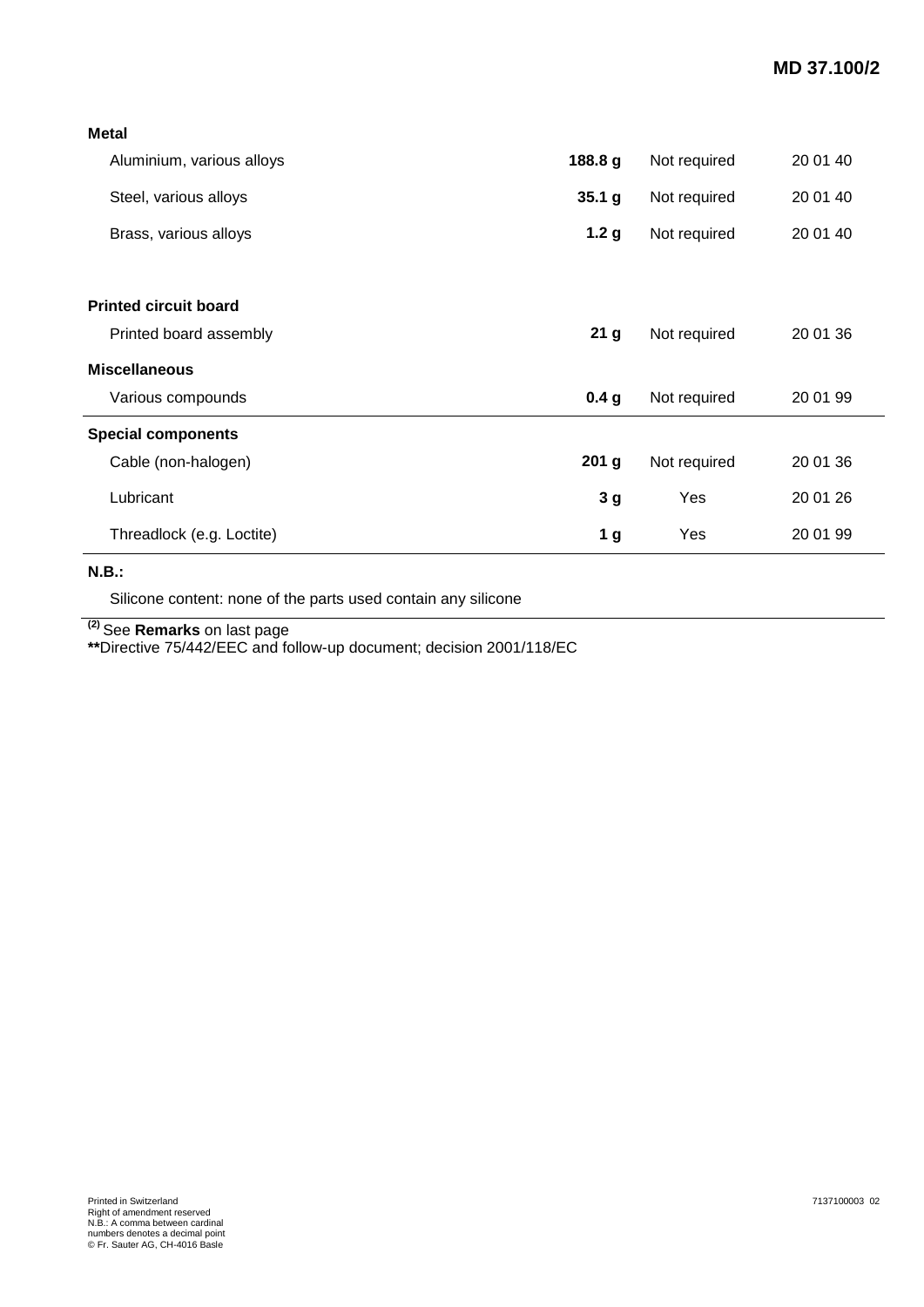| | | | |
|---|---|---|---|
| **Metal** | | | |
| Aluminium, various alloys | **188.8 g** | Not required | 20 01 40 |
| Steel, various alloys | **35.1 g** | Not required | 20 01 40 |
| Brass, various alloys | **1.2 g** | Not required | 20 01 40 |
| **Printed circuit board** | | | |
| Printed board assembly | **21 g** | Not required | 20 01 36 |
| **Miscellaneous** | | | |
| Various compounds | **0.4 g** | Not required | 20 01 99 |
| **Special components** | | | |
| Cable (non-halogen) | **201 g** | Not required | 20 01 36 |
| Lubricant | **3 g** | Yes | 20 01 26 |
| Threadlock (e.g. Loctite) | **1 g** | Yes | 20 01 99 |

**N.B.:**

Silicone content: none of the parts used contain any silicone

[(2)] See **Remarks** on last page

**Directive 75/442/EEC and follow-up document; decision 2001/118/EC

Printed in Switzerland
Right of amendment reserved
N.B.: A comma between cardinal numbers denotes a decimal point
© Fr. Sauter AG, CH-4016 Basle

7137100003 02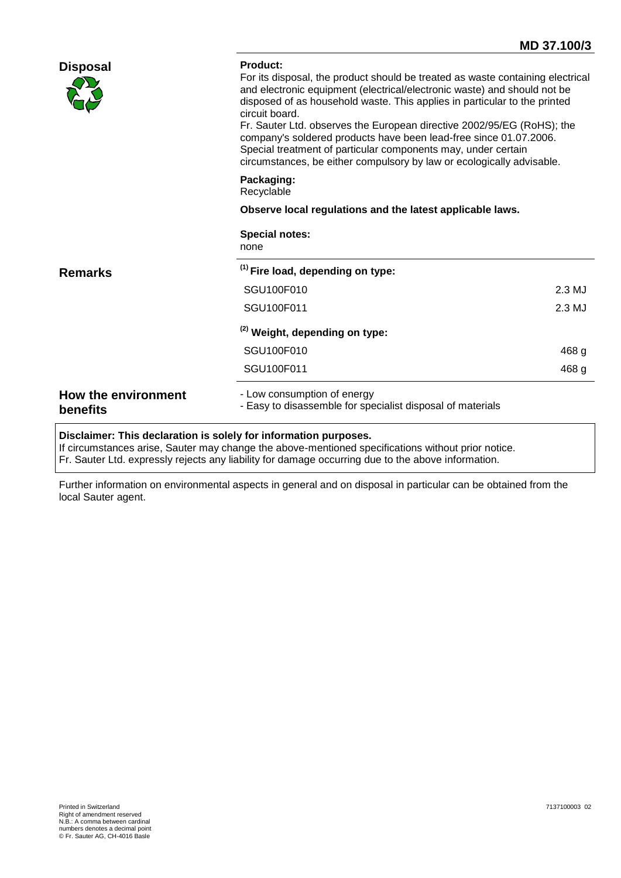## Disposal

**Product:**
For its disposal, the product should be treated as waste containing electrical and electronic equipment (electrical/electronic waste) and should not be disposed of as household waste. This applies in particular to the printed circuit board.
Fr. Sauter Ltd. observes the European directive 2002/95/EG (RoHS); the company's soldered products have been lead-free since 01.07.2006.
Special treatment of particular components may, under certain circumstances, be either compulsory by law or ecologically advisable.

**Packaging:**
Recyclable

**Observe local regulations and the latest applicable laws.**

**Special notes:**
none

## Remarks

**(1) Fire load, depending on type:**

| | |
|---|---|
| SGU100F010 | 2.3 MJ |
| SGU100F011 | 2.3 MJ |

**(2) Weight, depending on type:**

| | |
|---|---|
| SGU100F010 | 468 g |
| SGU100F011 | 468 g |

## How the environment benefits

- Low consumption of energy
- Easy to disassemble for specialist disposal of materials

**Disclaimer: This declaration is solely for information purposes.**
If circumstances arise, Sauter may change the above-mentioned specifications without prior notice.
Fr. Sauter Ltd. expressly rejects any liability for damage occurring due to the above information.

Further information on environmental aspects in general and on disposal in particular can be obtained from the local Sauter agent.

Printed in Switzerland
Right of amendment reserved
N.B.: A comma between cardinal numbers denotes a decimal point
© Fr. Sauter AG, CH-4016 Basle

7137100003 02